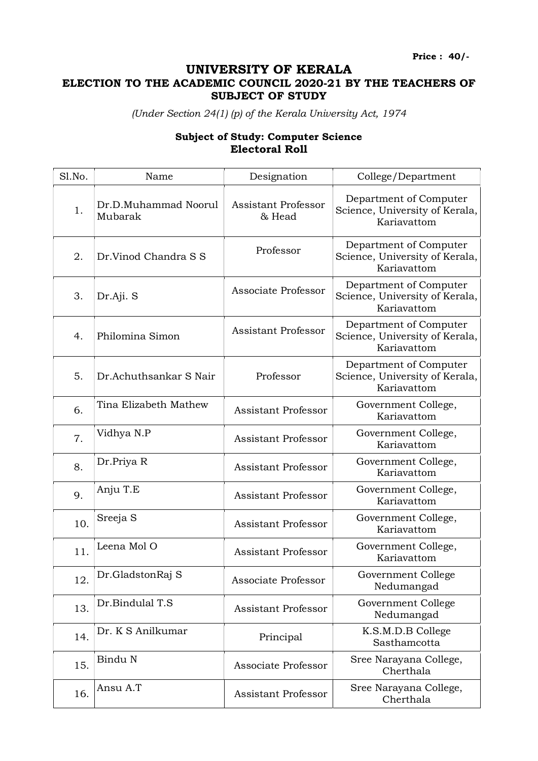**Price : 40/-**

# UNIVERSITY OF KERALA

## ELECTION TO THE ACADEMIC COUNCIL 2020-21 BY THE TEACHERS OF SUBJECT OF STUDY

*(Under Section 24(1) (p) of the Kerala University Act, 1974*

### Subject of Study: Computer Science
### Electoral Roll

| Sl.No. | Name | Designation | College/Department |
|---|---|---|---|
| 1. | Dr.D.Muhammad Noorul Mubarak | Assistant Professor & Head | Department of Computer Science, University of Kerala, Kariavattom |
| 2. | Dr.Vinod Chandra S S | Professor | Department of Computer Science, University of Kerala, Kariavattom |
| 3. | Dr.Aji. S | Associate Professor | Department of Computer Science, University of Kerala, Kariavattom |
| 4. | Philomina Simon | Assistant Professor | Department of Computer Science, University of Kerala, Kariavattom |
| 5. | Dr.Achuthsankar S Nair | Professor | Department of Computer Science, University of Kerala, Kariavattom |
| 6. | Tina Elizabeth Mathew | Assistant Professor | Government College, Kariavattom |
| 7. | Vidhya N.P | Assistant Professor | Government College, Kariavattom |
| 8. | Dr.Priya R | Assistant Professor | Government College, Kariavattom |
| 9. | Anju T.E | Assistant Professor | Government College, Kariavattom |
| 10. | Sreeja S | Assistant Professor | Government College, Kariavattom |
| 11. | Leena Mol O | Assistant Professor | Government College, Kariavattom |
| 12. | Dr.GladstonRaj S | Associate Professor | Government College Nedumangad |
| 13. | Dr.Bindulal T.S | Assistant Professor | Government College Nedumangad |
| 14. | Dr. K S Anilkumar | Principal | K.S.M.D.B College Sasthamcotta |
| 15. | Bindu N | Associate Professor | Sree Narayana College, Cherthala |
| 16. | Ansu A.T | Assistant Professor | Sree Narayana College, Cherthala |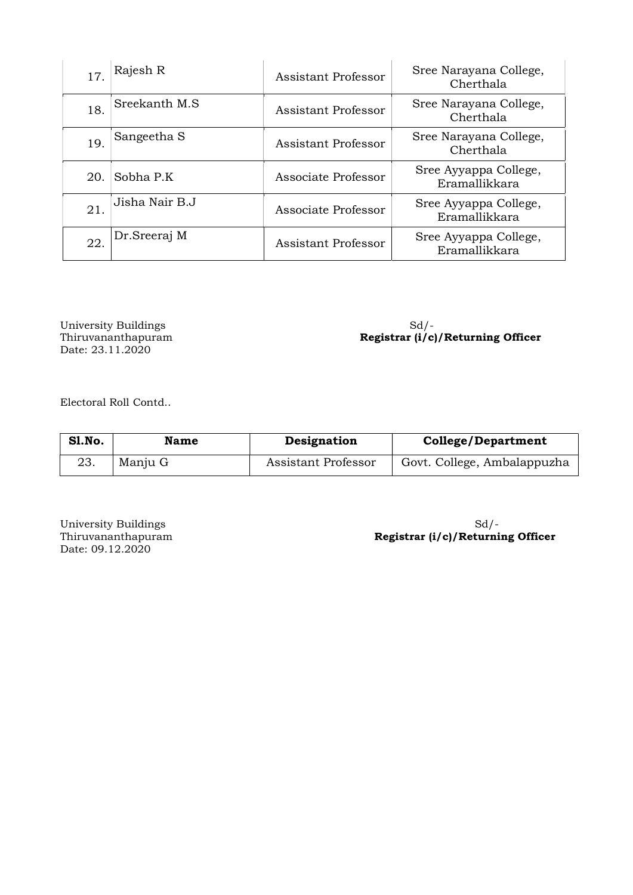| | | | |
|---|---|---|---|
| 17. | Rajesh R | Assistant Professor | Sree Narayana College, Cherthala |
| 18. | Sreekanth M.S | Assistant Professor | Sree Narayana College, Cherthala |
| 19. | Sangeetha S | Assistant Professor | Sree Narayana College, Cherthala |
| 20. | Sobha P.K | Associate Professor | Sree Ayyappa College, Eramallikkara |
| 21. | Jisha Nair B.J | Associate Professor | Sree Ayyappa College, Eramallikkara |
| 22. | Dr.Sreeraj M | Assistant Professor | Sree Ayyappa College, Eramallikkara |

University Buildings
Thiruvananthapuram
Date: 23.11.2020

Sd/-
**Registrar (i/c)/Returning Officer**

Electoral Roll Contd..

| Sl.No. | Name | Designation | College/Department |
|---|---|---|---|
| 23. | Manju G | Assistant Professor | Govt. College, Ambalappuzha |

University Buildings
Thiruvananthapuram
Date: 09.12.2020

Sd/-
**Registrar (i/c)/Returning Officer**